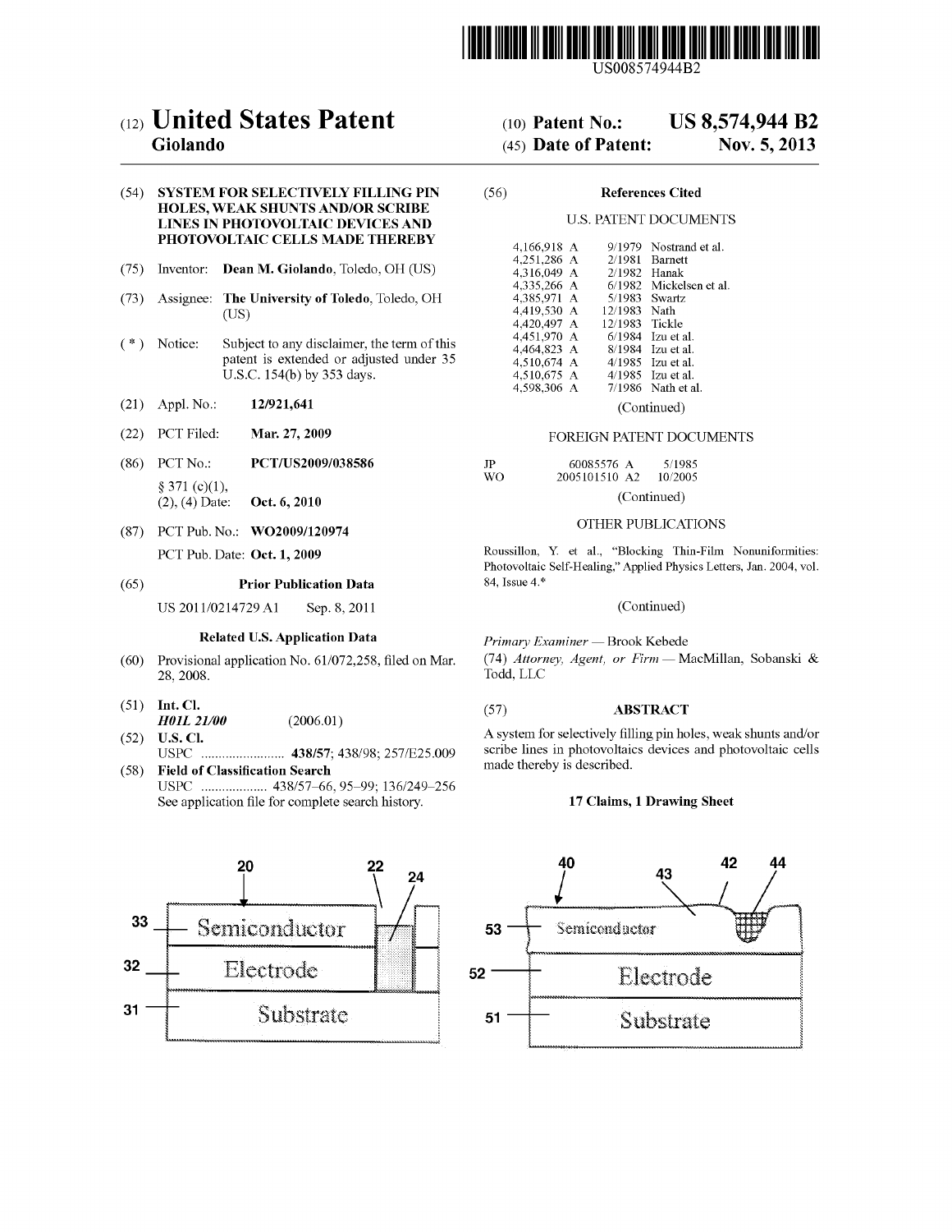US008574944B2

# (12) United States Patent
**Giolando**

(10) **Patent No.: US 8,574,944 B2**

(45) **Date of Patent: Nov. 5, 2013**

(54) **SYSTEM FOR SELECTIVELY FILLING PIN HOLES, WEAK SHUNTS AND/OR SCRIBE LINES IN PHOTOVOLTAIC DEVICES AND PHOTOVOLTAIC CELLS MADE THEREBY**

(75) Inventor: **Dean M. Giolando**, Toledo, OH (US)

(73) Assignee: **The University of Toledo**, Toledo, OH (US)

( * ) Notice: Subject to any disclaimer, the term of this patent is extended or adjusted under 35 U.S.C. 154(b) by 353 days.

(21) Appl. No.: **12/921,641**

(22) PCT Filed: **Mar. 27, 2009**

(86) PCT No.: **PCT/US2009/038586**

§ 371 (c)(1), (2), (4) Date: **Oct. 6, 2010**

(87) PCT Pub. No.: **WO2009/120974**

PCT Pub. Date: **Oct. 1, 2009**

(65) **Prior Publication Data**

US 2011/0214729 A1 Sep. 8, 2011

**Related U.S. Application Data**

(60) Provisional application No. 61/072,258, filed on Mar. 28, 2008.

(51) **Int. Cl.**
***H01L 21/00*** (2006.01)

(52) **U.S. Cl.**
USPC ........................ **438/57**; 438/98; 257/E25.009

(58) **Field of Classification Search**
USPC ................... 438/57–66, 95–99; 136/249–256
See application file for complete search history.

(56) **References Cited**

U.S. PATENT DOCUMENTS

| | | |
|---|---|---|
| 4,166,918 A | 9/1979 | Nostrand et al. |
| 4,251,286 A | 2/1981 | Barnett |
| 4,316,049 A | 2/1982 | Hanak |
| 4,335,266 A | 6/1982 | Mickelsen et al. |
| 4,385,971 A | 5/1983 | Swartz |
| 4,419,530 A | 12/1983 | Nath |
| 4,420,497 A | 12/1983 | Tickle |
| 4,451,970 A | 6/1984 | Izu et al. |
| 4,464,823 A | 8/1984 | Izu et al. |
| 4,510,674 A | 4/1985 | Izu et al. |
| 4,510,675 A | 4/1985 | Izu et al. |
| 4,598,306 A | 7/1986 | Nath et al. |

(Continued)

FOREIGN PATENT DOCUMENTS

| | | |
|---|---|---|
| JP | 60085576 A | 5/1985 |
| WO | 2005101510 A2 | 10/2005 |

(Continued)

OTHER PUBLICATIONS

Roussillon, Y. et al., "Blocking Thin-Film Nonuniformities: Photovoltaic Self-Healing," Applied Physics Letters, Jan. 2004, vol. 84, Issue 4.*

(Continued)

*Primary Examiner* — Brook Kebede

(74) *Attorney, Agent, or Firm* — MacMillan, Sobanski & Todd, LLC

(57) **ABSTRACT**

A system for selectively filling pin holes, weak shunts and/or scribe lines in photovoltaics devices and photovoltaic cells made thereby is described.

**17 Claims, 1 Drawing Sheet**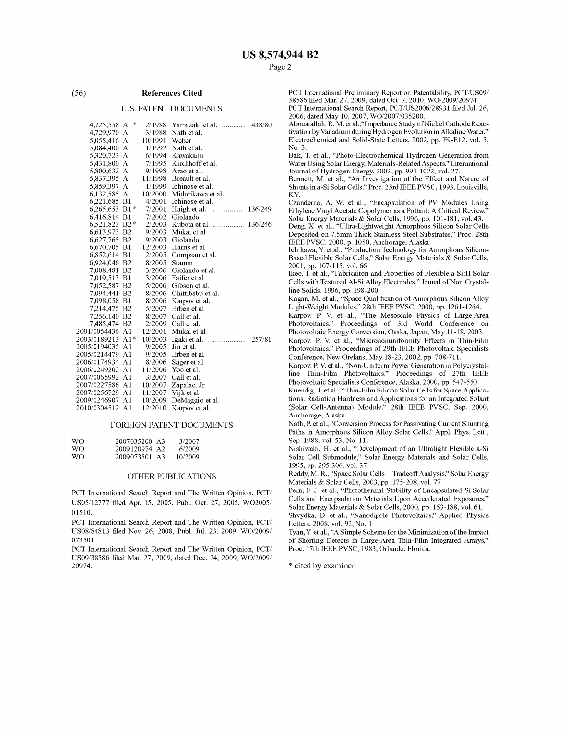## (56) References Cited

### U.S. PATENT DOCUMENTS

| | | | |
|---|---|---|---|
| 4,725,558 A * | 2/1988 | Yamazaki et al. | 438/80 |
| 4,729,970 A | 3/1988 | Nath et al. | |
| 5,055,416 A | 10/1991 | Weber | |
| 5,084,400 A | 1/1992 | Nath et al. | |
| 5,320,723 A | 6/1994 | Kawakami | |
| 5,431,800 A | 7/1995 | Kirchhoff et al. | |
| 5,800,632 A | 9/1998 | Arao et al. | |
| 5,837,395 A | 11/1998 | Breault et al. | |
| 5,859,397 A | 1/1999 | Ichinose et al. | |
| 6,132,585 A | 10/2000 | Midorikawa et al. | |
| 6,221,685 B1 | 4/2001 | Ichinose et al. | |
| 6,265,653 B1* | 7/2001 | Haigh et al. | 136/249 |
| 6,416,814 B1 | 7/2002 | Giolando | |
| 6,521,823 B2* | 2/2003 | Kubota et al. | 136/246 |
| 6,613,973 B2 | 9/2003 | Mukai et al. | |
| 6,627,765 B2 | 9/2003 | Giolando | |
| 6,670,705 B1 | 12/2003 | Harris et al. | |
| 6,852,614 B1 | 2/2005 | Compaan et al. | |
| 6,924,046 B2 | 8/2005 | Stamm | |
| 7,008,481 B2 | 3/2006 | Giolando et al. | |
| 7,019,513 B1 | 3/2006 | Faifer et al. | |
| 7,052,587 B2 | 5/2006 | Gibson et al. | |
| 7,094,441 B2 | 8/2006 | Chittibabu et al. | |
| 7,098,058 B1 | 8/2006 | Karpov et al. | |
| 7,214,475 B2 | 5/2007 | Erben et al. | |
| 7,256,140 B2 | 8/2007 | Call et al. | |
| 7,485,474 B2 | 2/2009 | Call et al. | |
| 2001/0054436 A1 | 12/2001 | Mukai et al. | |
| 2003/0189213 A1* | 10/2003 | Igaki et al. | 257/81 |
| 2005/0194035 A1 | 9/2005 | Jin et al. | |
| 2005/0214479 A1 | 9/2005 | Erben et al. | |
| 2006/0174934 A1 | 8/2006 | Sager et al. | |
| 2006/0249202 A1 | 11/2006 | Yoo et al. | |
| 2007/0065992 A1 | 3/2007 | Call et al. | |
| 2007/0227586 A1 | 10/2007 | Zapalac, Jr. | |
| 2007/0256729 A1 | 11/2007 | Vijh et al. | |
| 2009/0246907 A1 | 10/2009 | DeMaggio et al. | |
| 2010/0304512 A1 | 12/2010 | Karpov et al. | |

### FOREIGN PATENT DOCUMENTS

| | | |
|---|---|---|
| WO | 2007035200 A3 | 3/2007 |
| WO | 2009120974 A2 | 6/2009 |
| WO | 2009073501 A3 | 10/2009 |

### OTHER PUBLICATIONS

PCT International Search Report and The Written Opinion, PCT/US05/12777 filed Apr. 15, 2005, Publ. Oct. 27, 2005, WO2005/01510.

PCT International Search Report and The Written Opinion, PCT/US08/84813 filed Nov. 26, 2008, Publ. Jul. 23, 2009, WO/2009/073501.

PCT International Search Report and The Written Opinion, PCT/US09/38586 filed Mar. 27, 2009, dated Dec. 24, 2009, WO/2009/20974.

PCT International Preliminary Report on Patentability, PCT/US09/38586 filed Mar. 27, 2009, dated Oct. 7, 2010, WO/2009/20974.

PCT International Search Report, PCT/US2006/28931 filed Jul. 26, 2006, dated May 10, 2007, WO/2007/035200.

Abouatallah, R. M. et al.,"Impedance Study of Nickel Cathode Reactivation by Vanadium during Hydrogen Evolution in Alkaline Water," Electrochemical and Solid-State Letters, 2002, pp. E9-E12, vol. 5, No. 3.

Bak, T. et al., "Photo-Electrochemical Hydrogen Generation from Water Using Solar Energy, Materials-Related Aspects," International Journal of Hydrogen Energy, 2002, pp. 991-1022, vol. 27.

Bennett, M. et al., "An Investigation of the Effect and Nature of Shunts in a-Si Solar Cells," Proc. 23rd IEEE PVSC, 1993, Louisville, KY.

Czanderna, A. W. et al., "Encapsulation of PV Modules Using Ethylene Vinyl Acetate Copolymer as a Pottant: A Critical Review," Solar Energy Materials & Solar Cells, 1996, pp. 101-181, vol. 43.

Deng, X. et al., "Ultra-Lightweight Amorphous Silicon Solar Cells Deposited on 7.5mm Thick Stainless Steel Substrates," Proc. 28th IEEE PVSC, 2000, p. 1050, Anchorage, Alaska.

Ichikawa, Y. et al., "Production Technology for Amorphous Silicon-Based Flexible Solar Cells," Solar Energy Materials & Solar Cells, 2001, pp. 107-115, vol. 66.

Ikeo, I. et al., "Fabricaiton and Properties of Flexible a-Si:H Solar Cells with Textured Al-Si Alloy Electrodes," Jounal of Non Crystalline Solids, 1996, pp. 198-200.

Kagan, M. et al., "Space Qualification of Amorphous Silicon Alloy Light-Weight Modules," 28th IEEE PVSC, 2000, pp. 1261-1264.

Karpov, P. V. et al., "The Mesoscale Physics of Large-Area Photovoltaics," Proceedings of 3rd World Conference on Photovoltaic Energy Conversion, Osaka, Japan, May 11-18, 2003.

Karpov, P. V. et al., "Microno nuniformity Effects in Thin-Film Photovoltaics," Proceedings of 29th IEEE Photovoltaic Specialists Conference, New Orelans, May 18-23, 2002, pp. 708-711.

Karpov, P. V. et al., "Non-Uniform Power Generation in Polycrystalline Thin-Film Photovoltaics," Proceedings of 27th IEEE Photovoltaic Specialists Conference, Alaska, 2000, pp. 547-550.

Kuendig, J. et al., "Thin-Film Silicon Solar Cells for Space Applications: Radiation Hardness and Applications for an Integrated Solant (Solar Cell-Antenna) Module," 28th IEEE PVSC, Sep. 2000, Anchorage, Alaska.

Nath, P. et al., "Conversion Process for Passivating Current Shunting Paths in Amorphous Silicon Alloy Solar Cells," Appl. Phys. Lett., Sep. 1988, vol. 53, No. 11.

Nishiwaki, H. et al., "Development of an Ultralight Flexible a-Si Solar Cell Submodule," Solar Energy Materials and Solar Cells, 1995, pp. 295-306, vol. 37.

Reddy, M. R., "Space Solar Cells—Tradeoff Analysis," Solar Energy Materials & Solar Cells, 2003, pp. 175-208, vol. 77.

Pern, F. J. et al., "Photothermal Stability of Encapsulated Si Solar Cells and Encapsulation Materials Upon Accerlerated Exposures," Solar Energy Materials & Solar Cells, 2000, pp. 153-188, vol. 61.

Shvydka, D. et al., "Nanodipole Photovoltaics," Applied Physics Letters, 2008, vol. 92, No. 1.

Tyan, Y. et al., "A Simple Scheme for the Minimization of the Impact of Shorting Detects in Large-Area Thin-Film Integrated Arrays," Proc. 17th IEEE PVSC, 1983, Orlando, Florida.

\* cited by examiner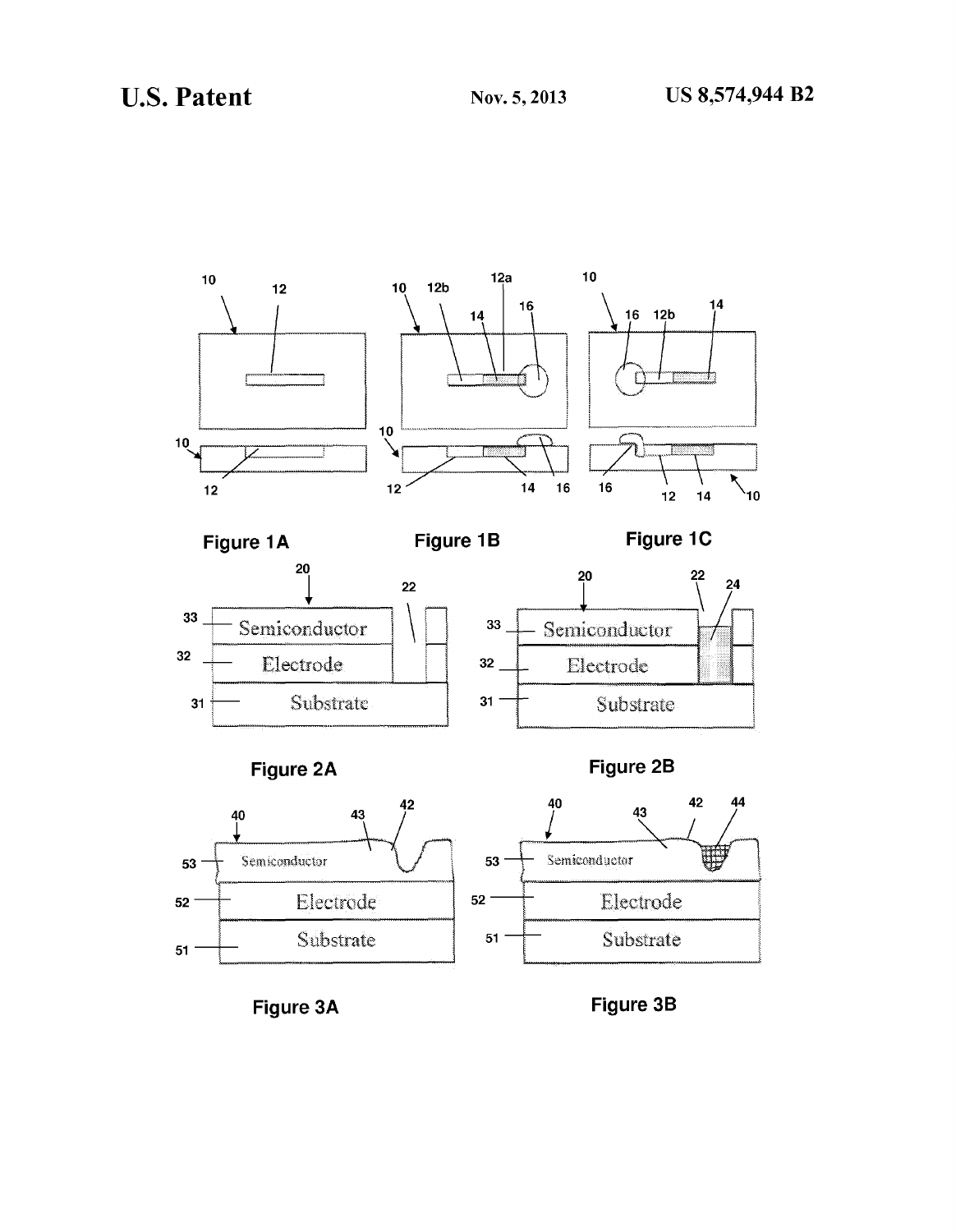Figure 1A

Figure 1B

Figure 1C

Figure 2A

Figure 2B

Figure 3A

Figure 3B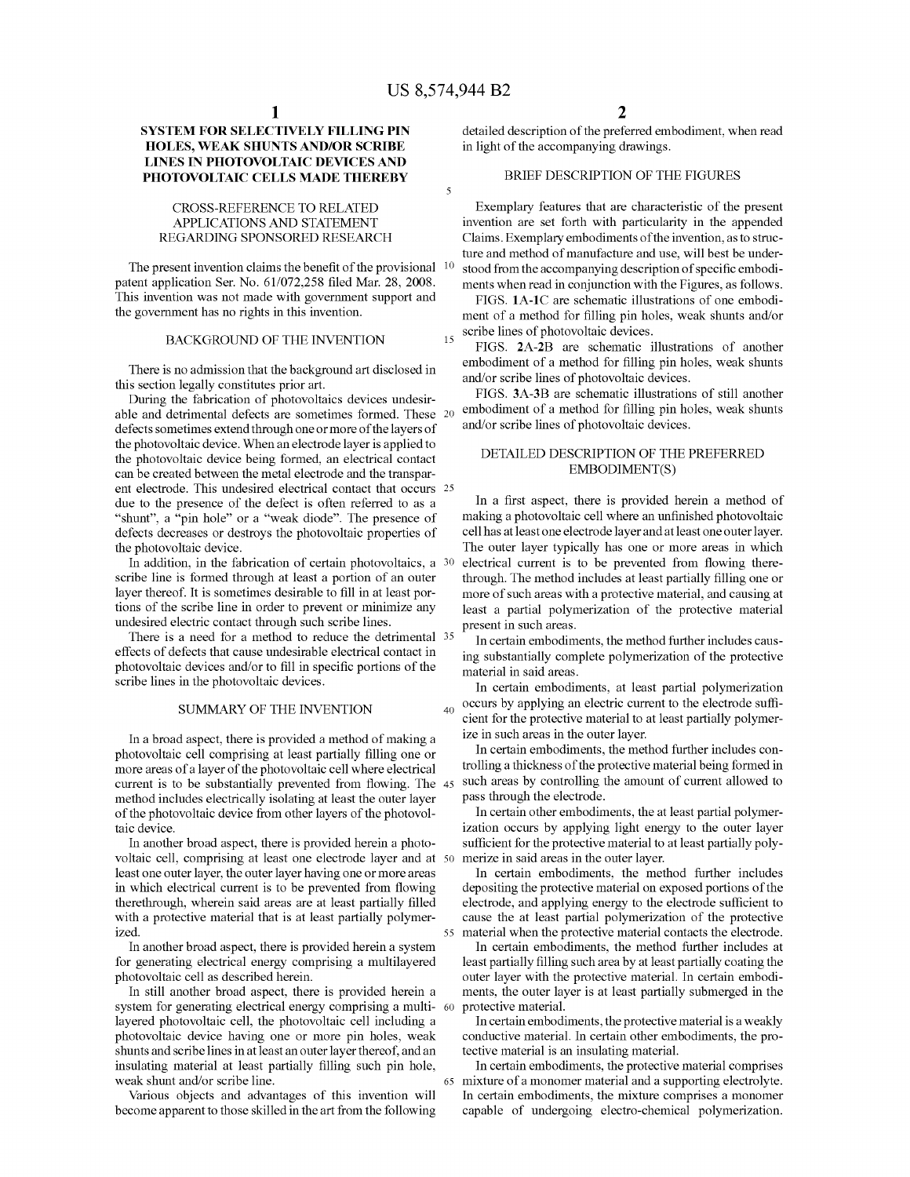# SYSTEM FOR SELECTIVELY FILLING PIN HOLES, WEAK SHUNTS AND/OR SCRIBE LINES IN PHOTOVOLTAIC DEVICES AND PHOTOVOLTAIC CELLS MADE THEREBY

## CROSS-REFERENCE TO RELATED APPLICATIONS AND STATEMENT REGARDING SPONSORED RESEARCH

The present invention claims the benefit of the provisional patent application Ser. No. 61/072,258 filed Mar. 28, 2008. This invention was not made with government support and the government has no rights in this invention.

## BACKGROUND OF THE INVENTION

There is no admission that the background art disclosed in this section legally constitutes prior art.

During the fabrication of photovoltaics devices undesirable and detrimental defects are sometimes formed. These defects sometimes extend through one or more of the layers of the photovoltaic device. When an electrode layer is applied to the photovoltaic device being formed, an electrical contact can be created between the metal electrode and the transparent electrode. This undesired electrical contact that occurs due to the presence of the defect is often referred to as a "shunt", a "pin hole" or a "weak diode". The presence of defects decreases or destroys the photovoltaic properties of the photovoltaic device.

In addition, in the fabrication of certain photovoltaics, a scribe line is formed through at least a portion of an outer layer thereof. It is sometimes desirable to fill in at least portions of the scribe line in order to prevent or minimize any undesired electric contact through such scribe lines.

There is a need for a method to reduce the detrimental effects of defects that cause undesirable electrical contact in photovoltaic devices and/or to fill in specific portions of the scribe lines in the photovoltaic devices.

## SUMMARY OF THE INVENTION

In a broad aspect, there is provided a method of making a photovoltaic cell comprising at least partially filling one or more areas of a layer of the photovoltaic cell where electrical current is to be substantially prevented from flowing. The method includes electrically isolating at least the outer layer of the photovoltaic device from other layers of the photovoltaic device.

In another broad aspect, there is provided herein a photovoltaic cell, comprising at least one electrode layer and at least one outer layer, the outer layer having one or more areas in which electrical current is to be prevented from flowing therethrough, wherein said areas are at least partially filled with a protective material that is at least partially polymerized.

In another broad aspect, there is provided herein a system for generating electrical energy comprising a multilayered photovoltaic cell as described herein.

In still another broad aspect, there is provided herein a system for generating electrical energy comprising a multilayered photovoltaic cell, the photovoltaic cell including a photovoltaic device having one or more pin holes, weak shunts and scribe lines in at least an outer layer thereof, and an insulating material at least partially filling such pin hole, weak shunt and/or scribe line.

Various objects and advantages of this invention will become apparent to those skilled in the art from the following detailed description of the preferred embodiment, when read in light of the accompanying drawings.

## BRIEF DESCRIPTION OF THE FIGURES

Exemplary features that are characteristic of the present invention are set forth with particularity in the appended Claims. Exemplary embodiments of the invention, as to structure and method of manufacture and use, will best be understood from the accompanying description of specific embodiments when read in conjunction with the Figures, as follows.

FIGS. 1A-1C are schematic illustrations of one embodiment of a method for filling pin holes, weak shunts and/or scribe lines of photovoltaic devices.

FIGS. 2A-2B are schematic illustrations of another embodiment of a method for filling pin holes, weak shunts and/or scribe lines of photovoltaic devices.

FIGS. 3A-3B are schematic illustrations of still another embodiment of a method for filling pin holes, weak shunts and/or scribe lines of photovoltaic devices.

## DETAILED DESCRIPTION OF THE PREFERRED EMBODIMENT(S)

In a first aspect, there is provided herein a method of making a photovoltaic cell where an unfinished photovoltaic cell has at least one electrode layer and at least one outer layer. The outer layer typically has one or more areas in which electrical current is to be prevented from flowing therethrough. The method includes at least partially filling one or more of such areas with a protective material, and causing at least a partial polymerization of the protective material present in such areas.

In certain embodiments, the method further includes causing substantially complete polymerization of the protective material in said areas.

In certain embodiments, at least partial polymerization occurs by applying an electric current to the electrode sufficient for the protective material to at least partially polymerize in such areas in the outer layer.

In certain embodiments, the method further includes controlling a thickness of the protective material being formed in such areas by controlling the amount of current allowed to pass through the electrode.

In certain other embodiments, the at least partial polymerization occurs by applying light energy to the outer layer sufficient for the protective material to at least partially polymerize in said areas in the outer layer.

In certain embodiments, the method further includes depositing the protective material on exposed portions of the electrode, and applying energy to the electrode sufficient to cause the at least partial polymerization of the protective material when the protective material contacts the electrode.

In certain embodiments, the method further includes at least partially filling such area by at least partially coating the outer layer with the protective material. In certain embodiments, the outer layer is at least partially submerged in the protective material.

In certain embodiments, the protective material is a weakly conductive material. In certain other embodiments, the protective material is an insulating material.

In certain embodiments, the protective material comprises mixture of a monomer material and a supporting electrolyte. In certain embodiments, the mixture comprises a monomer capable of undergoing electro-chemical polymerization.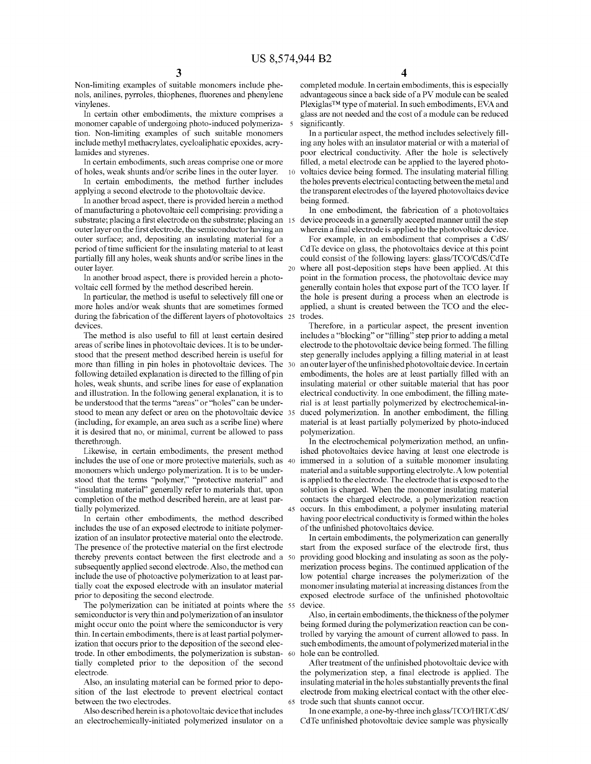Non-limiting examples of suitable monomers include phenols, anilines, pyrroles, thiophenes, fluorenes and phenylene vinylenes.

In certain other embodiments, the mixture comprises a monomer capable of undergoing photo-induced polymerization. Non-limiting examples of such suitable monomers include methyl methacrylates, cycloaliphatic epoxides, acrylamides and styrenes.

In certain embodiments, such areas comprise one or more of holes, weak shunts and/or scribe lines in the outer layer.

In certain embodiments, the method further includes applying a second electrode to the photovoltaic device.

In another broad aspect, there is provided herein a method of manufacturing a photovoltaic cell comprising: providing a substrate; placing a first electrode on the substrate; placing an outer layer on the first electrode, the semiconductor having an outer surface; and, depositing an insulating material for a period of time sufficient for the insulating material to at least partially fill any holes, weak shunts and/or scribe lines in the outer layer.

In another broad aspect, there is provided herein a photovoltaic cell formed by the method described herein.

In particular, the method is useful to selectively fill one or more holes and/or weak shunts that are sometimes formed during the fabrication of the different layers of photovoltaics devices.

The method is also useful to fill at least certain desired areas of scribe lines in photovoltaic devices. It is to be understood that the present method described herein is useful for more than filling in pin holes in photovoltaic devices. The following detailed explanation is directed to the filling of pin holes, weak shunts, and scribe lines for ease of explanation and illustration. In the following general explanation, it is to be understood that the terms "areas" or "holes" can be understood to mean any defect or area on the photovoltaic device (including, for example, an area such as a scribe line) where it is desired that no, or minimal, current be allowed to pass therethrough.

Likewise, in certain embodiments, the present method includes the use of one or more protective materials, such as monomers which undergo polymerization. It is to be understood that the terms "polymer," "protective material" and "insulating material" generally refer to materials that, upon completion of the method described herein, are at least partially polymerized.

In certain other embodiments, the method described includes the use of an exposed electrode to initiate polymerization of an insulator protective material onto the electrode. The presence of the protective material on the first electrode thereby prevents contact between the first electrode and a subsequently applied second electrode. Also, the method can include the use of photoactive polymerization to at least partially coat the exposed electrode with an insulator material prior to depositing the second electrode.

The polymerization can be initiated at points where the semiconductor is very thin and polymerization of an insulator might occur onto the point where the semiconductor is very thin. In certain embodiments, there is at least partial polymerization that occurs prior to the deposition of the second electrode. In other embodiments, the polymerization is substantially completed prior to the deposition of the second electrode.

Also, an insulating material can be formed prior to deposition of the last electrode to prevent electrical contact between the two electrodes.

Also described herein is a photovoltaic device that includes an electrochemically-initiated polymerized insulator on a completed module. In certain embodiments, this is especially advantageous since a back side of a PV module can be sealed Plexiglas™ type of material. In such embodiments, EVA and glass are not needed and the cost of a module can be reduced significantly.

In a particular aspect, the method includes selectively filling any holes with an insulator material or with a material of poor electrical conductivity. After the hole is selectively filled, a metal electrode can be applied to the layered photovoltaics device being formed. The insulating material filling the holes prevents electrical contacting between the metal and the transparent electrodes of the layered photovoltaics device being formed.

In one embodiment, the fabrication of a photovoltaics device proceeds in a generally accepted manner until the step wherein a final electrode is applied to the photovoltaic device.

For example, in an embodiment that comprises a CdS/CdTe device on glass, the photovoltaics device at this point could consist of the following layers: glass/TCO/CdS/CdTe where all post-deposition steps have been applied. At this point in the formation process, the photovoltaic device may generally contain holes that expose part of the TCO layer. If the hole is present during a process when an electrode is applied, a shunt is created between the TCO and the electrodes.

Therefore, in a particular aspect, the present invention includes a "blocking" or "filling" step prior to adding a metal electrode to the photovoltaic device being formed. The filling step generally includes applying a filling material in at least an outer layer of the unfinished photovoltaic device. In certain embodiments, the holes are at least partially filled with an insulating material or other suitable material that has poor electrical conductivity. In one embodiment, the filling material is at least partially polymerized by electrochemical-induced polymerization. In another embodiment, the filling material is at least partially polymerized by photo-induced polymerization.

In the electrochemical polymerization method, an unfinished photovoltaics device having at least one electrode is immersed in a solution of a suitable monomer insulating material and a suitable supporting electrolyte. A low potential is applied to the electrode. The electrode that is exposed to the solution is charged. When the monomer insulating material contacts the charged electrode, a polymerization reaction occurs. In this embodiment, a polymer insulating material having poor electrical conductivity is formed within the holes of the unfinished photovoltaics device.

In certain embodiments, the polymerization can generally start from the exposed surface of the electrode first, thus providing good blocking and insulating as soon as the polymerization process begins. The continued application of the low potential charge increases the polymerization of the monomer insulating material at increasing distances from the exposed electrode surface of the unfinished photovoltaic device.

Also, in certain embodiments, the thickness of the polymer being formed during the polymerization reaction can be controlled by varying the amount of current allowed to pass. In such embodiments, the amount of polymerized material in the hole can be controlled.

After treatment of the unfinished photovoltaic device with the polymerization step, a final electrode is applied. The insulating material in the holes substantially prevents the final electrode from making electrical contact with the other electrode such that shunts cannot occur.

In one example, a one-by-three inch glass/TCO/HRT/CdS/CdTe unfinished photovoltaic device sample was physically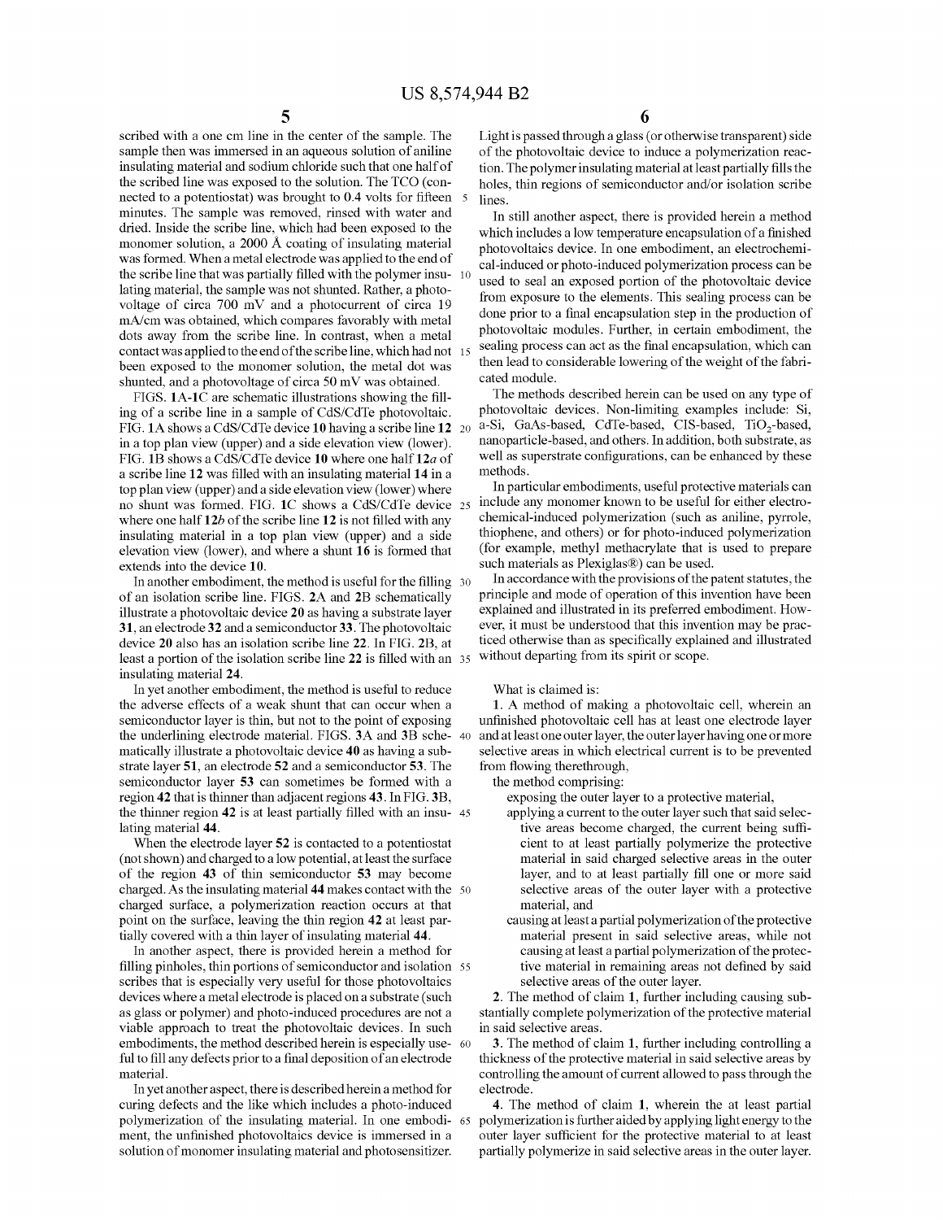scribed with a one cm line in the center of the sample. The sample then was immersed in an aqueous solution of aniline insulating material and sodium chloride such that one half of the scribed line was exposed to the solution. The TCO (connected to a potentiostat) was brought to 0.4 volts for fifteen minutes. The sample was removed, rinsed with water and dried. Inside the scribe line, which had been exposed to the monomer solution, a 2000 Å coating of insulating material was formed. When a metal electrode was applied to the end of the scribe line that was partially filled with the polymer insulating material, the sample was not shunted. Rather, a photovoltage of circa 700 mV and a photocurrent of circa 19 mA/cm was obtained, which compares favorably with metal dots away from the scribe line. In contrast, when a metal contact was applied to the end of the scribe line, which had not been exposed to the monomer solution, the metal dot was shunted, and a photovoltage of circa 50 mV was obtained.

FIGS. 1A-1C are schematic illustrations showing the filling of a scribe line in a sample of CdS/CdTe photovoltaic. FIG. 1A shows a CdS/CdTe device 10 having a scribe line 12 in a top plan view (upper) and a side elevation view (lower). FIG. 1B shows a CdS/CdTe device 10 where one half 12*a* of a scribe line 12 was filled with an insulating material 14 in a top plan view (upper) and a side elevation view (lower) where no shunt was formed. FIG. 1C shows a CdS/CdTe device 10 where one half 12*b* of the scribe line 12 is not filled with any insulating material in a top plan view (upper) and a side elevation view (lower), and where a shunt 16 is formed that extends into the device 10.

In another embodiment, the method is useful for the filling of an isolation scribe line. FIGS. 2A and 2B schematically illustrate a photovoltaic device 20 as having a substrate layer 31, an electrode 32 and a semiconductor 33. The photovoltaic device 20 also has an isolation scribe line 22. In FIG. 2B, at least a portion of the isolation scribe line 22 is filled with an insulating material 24.

In yet another embodiment, the method is useful to reduce the adverse effects of a weak shunt that can occur when a semiconductor layer is thin, but not to the point of exposing the underlining electrode material. FIGS. 3A and 3B schematically illustrate a photovoltaic device 40 as having a substrate layer 51, an electrode 52 and a semiconductor 53. The semiconductor layer 53 can sometimes be formed with a region 42 that is thinner than adjacent regions 43. In FIG. 3B, the thinner region 42 is at least partially filled with an insulating material 44.

When the electrode layer 52 is contacted to a potentiostat (not shown) and charged to a low potential, at least the surface of the region 43 of thin semiconductor 53 may become charged. As the insulating material 44 makes contact with the charged surface, a polymerization reaction occurs at that point on the surface, leaving the thin region 42 at least partially covered with a thin layer of insulating material 44.

In another aspect, there is provided herein a method for filling pinholes, thin portions of semiconductor and isolation scribes that is especially very useful for those photovoltaics devices where a metal electrode is placed on a substrate (such as glass or polymer) and photo-induced procedures are not a viable approach to treat the photovoltaic devices. In such embodiments, the method described herein is especially useful to fill any defects prior to a final deposition of an electrode material.

In yet another aspect, there is described herein a method for curing defects and the like which includes a photo-induced polymerization of the insulating material. In one embodiment, the unfinished photovoltaics device is immersed in a solution of monomer insulating material and photosensitizer. Light is passed through a glass (or otherwise transparent) side of the photovoltaic device to induce a polymerization reaction. The polymer insulating material at least partially fills the holes, thin regions of semiconductor and/or isolation scribe lines.

In still another aspect, there is provided herein a method which includes a low temperature encapsulation of a finished photovoltaics device. In one embodiment, an electrochemical-induced or photo-induced polymerization process can be used to seal an exposed portion of the photovoltaic device from exposure to the elements. This sealing process can be done prior to a final encapsulation step in the production of photovoltaic modules. Further, in certain embodiment, the sealing process can act as the final encapsulation, which can then lead to considerable lowering of the weight of the fabricated module.

The methods described herein can be used on any type of photovoltaic devices. Non-limiting examples include: Si, a-Si, GaAs-based, CdTe-based, CIS-based, $TiO_2$-based, nanoparticle-based, and others. In addition, both substrate, as well as superstrate configurations, can be enhanced by these methods.

In particular embodiments, useful protective materials can include any monomer known to be useful for either electrochemical-induced polymerization (such as aniline, pyrrole, thiophene, and others) or for photo-induced polymerization (for example, methyl methacrylate that is used to prepare such materials as Plexiglas®) can be used.

In accordance with the provisions of the patent statutes, the principle and mode of operation of this invention have been explained and illustrated in its preferred embodiment. However, it must be understood that this invention may be practiced otherwise than as specifically explained and illustrated without departing from its spirit or scope.

What is claimed is:

1. A method of making a photovoltaic cell, wherein an unfinished photovoltaic cell has at least one electrode layer and at least one outer layer, the outer layer having one or more selective areas in which electrical current is to be prevented from flowing therethrough,

the method comprising:

exposing the outer layer to a protective material,

applying a current to the outer layer such that said selective areas become charged, the current being sufficient to at least partially polymerize the protective material in said charged selective areas in the outer layer, and to at least partially fill one or more said selective areas of the outer layer with a protective material, and

causing at least a partial polymerization of the protective material present in said selective areas, while not causing at least a partial polymerization of the protective material in remaining areas not defined by said selective areas of the outer layer.

2. The method of claim 1, further including causing substantially complete polymerization of the protective material in said selective areas.

3. The method of claim 1, further including controlling a thickness of the protective material in said selective areas by controlling the amount of current allowed to pass through the electrode.

4. The method of claim 1, wherein the at least partial polymerization is further aided by applying light energy to the outer layer sufficient for the protective material to at least partially polymerize in said selective areas in the outer layer.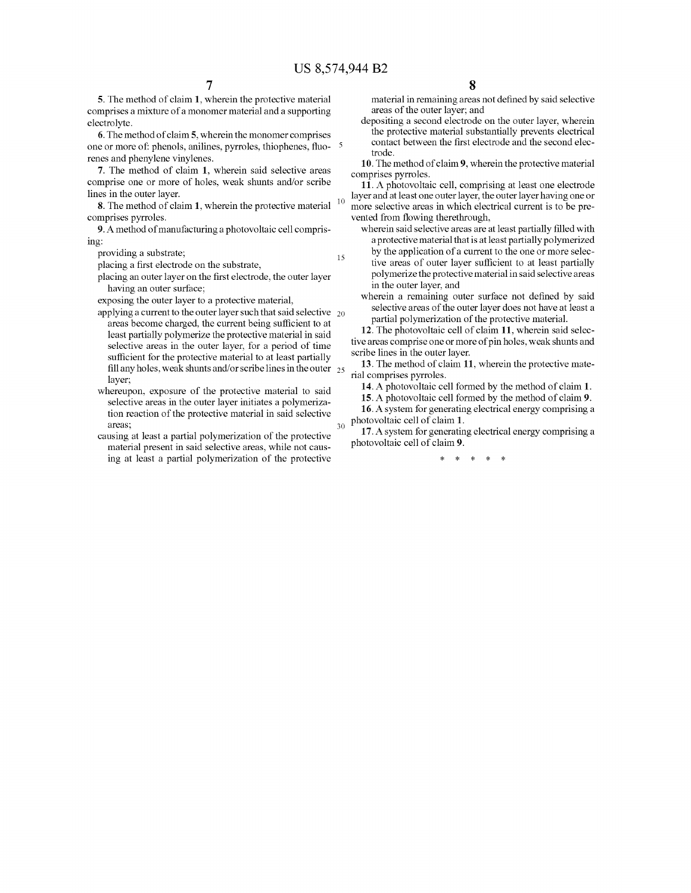5. The method of claim 1, wherein the protective material comprises a mixture of a monomer material and a supporting electrolyte.

6. The method of claim 5, wherein the monomer comprises one or more of: phenols, anilines, pyrroles, thiophenes, fluorenes and phenylene vinylenes.

7. The method of claim 1, wherein said selective areas comprise one or more of holes, weak shunts and/or scribe lines in the outer layer.

8. The method of claim 1, wherein the protective material comprises pyrroles.

9. A method of manufacturing a photovoltaic cell comprising:

providing a substrate;

placing a first electrode on the substrate,

placing an outer layer on the first electrode, the outer layer having an outer surface;

exposing the outer layer to a protective material,

applying a current to the outer layer such that said selective areas become charged, the current being sufficient to at least partially polymerize the protective material in said selective areas in the outer layer, for a period of time sufficient for the protective material to at least partially fill any holes, weak shunts and/or scribe lines in the outer layer;

whereupon, exposure of the protective material to said selective areas in the outer layer initiates a polymerization reaction of the protective material in said selective areas;

causing at least a partial polymerization of the protective material present in said selective areas, while not causing at least a partial polymerization of the protective material in remaining areas not defined by said selective areas of the outer layer; and

depositing a second electrode on the outer layer, wherein the protective material substantially prevents electrical contact between the first electrode and the second electrode.

10. The method of claim 9, wherein the protective material comprises pyrroles.

11. A photovoltaic cell, comprising at least one electrode layer and at least one outer layer, the outer layer having one or more selective areas in which electrical current is to be prevented from flowing therethrough,

wherein said selective areas are at least partially filled with a protective material that is at least partially polymerized by the application of a current to the one or more selective areas of outer layer sufficient to at least partially polymerize the protective material in said selective areas in the outer layer, and

wherein a remaining outer surface not defined by said selective areas of the outer layer does not have at least a partial polymerization of the protective material.

12. The photovoltaic cell of claim 11, wherein said selective areas comprise one or more of pin holes, weak shunts and scribe lines in the outer layer.

13. The method of claim 11, wherein the protective material comprises pyrroles.

14. A photovoltaic cell formed by the method of claim 1.

15. A photovoltaic cell formed by the method of claim 9.

16. A system for generating electrical energy comprising a photovoltaic cell of claim 1.

17. A system for generating electrical energy comprising a photovoltaic cell of claim 9.

* * * * *